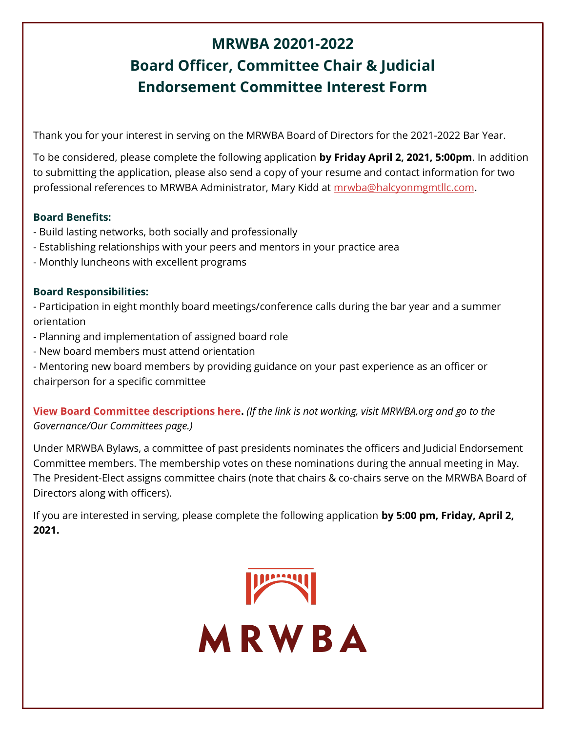# MRWBA 20201-2022
# Board Officer, Committee Chair & Judicial Endorsement Committee Interest Form

Thank you for your interest in serving on the MRWBA Board of Directors for the 2021-2022 Bar Year.

To be considered, please complete the following application **by Friday April 2, 2021, 5:00pm**. In addition to submitting the application, please also send a copy of your resume and contact information for two professional references to MRWBA Administrator, Mary Kidd at mrwba@halcyonmgmtllc.com.

**Board Benefits:**

- Build lasting networks, both socially and professionally
- Establishing relationships with your peers and mentors in your practice area
- Monthly luncheons with excellent programs

**Board Responsibilities:**

- Participation in eight monthly board meetings/conference calls during the bar year and a summer orientation
- Planning and implementation of assigned board role
- New board members must attend orientation
- Mentoring new board members by providing guidance on your past experience as an officer or chairperson for a specific committee

**View Board Committee descriptions here.** *(If the link is not working, visit MRWBA.org and go to the Governance/Our Committees page.)*

Under MRWBA Bylaws, a committee of past presidents nominates the officers and Judicial Endorsement Committee members. The membership votes on these nominations during the annual meeting in May. The President-Elect assigns committee chairs (note that chairs & co-chairs serve on the MRWBA Board of Directors along with officers).

If you are interested in serving, please complete the following application **by 5:00 pm, Friday, April 2, 2021.**

MRWBA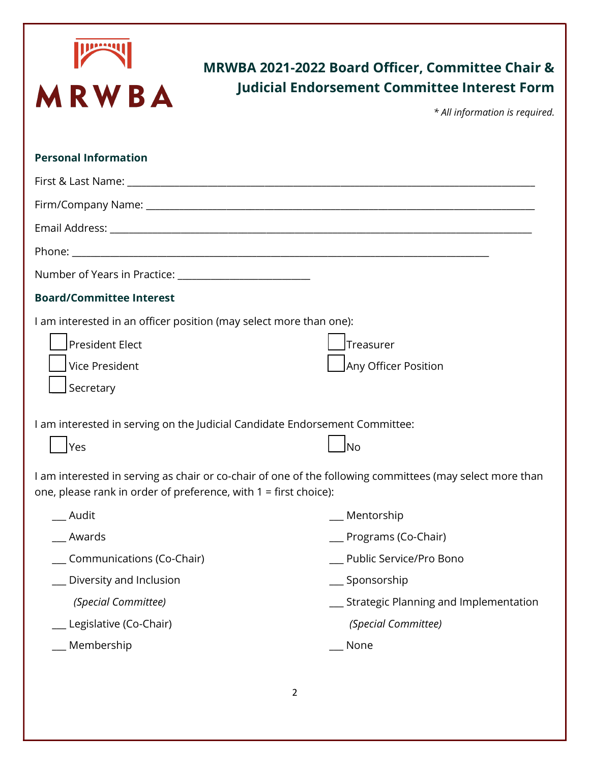MRWBA

# MRWBA 2021-2022 Board Officer, Committee Chair & Judicial Endorsement Committee Interest Form

*\* All information is required.*

## Personal Information

First & Last Name: ______________________________________________

Firm/Company Name: ______________________________________________

Email Address: ______________________________________________

Phone: ______________________________________________

Number of Years in Practice: ________________________

## Board/Committee Interest

I am interested in an officer position (may select more than one):

- ☐ President Elect
- ☐ Vice President
- ☐ Secretary
- ☐ Treasurer
- ☐ Any Officer Position

I am interested in serving on the Judicial Candidate Endorsement Committee:

- ☐ Yes
- ☐ No

I am interested in serving as chair or co-chair of one of the following committees (may select more than one, please rank in order of preference, with 1 = first choice):

- ___ Audit
- ___ Awards
- ___ Communications (Co-Chair)
- ___ Diversity and Inclusion *(Special Committee)*
- ___ Legislative (Co-Chair)
- ___ Membership
- ___ Mentorship
- ___ Programs (Co-Chair)
- ___ Public Service/Pro Bono
- ___ Sponsorship
- ___ Strategic Planning and Implementation *(Special Committee)*
- ___ None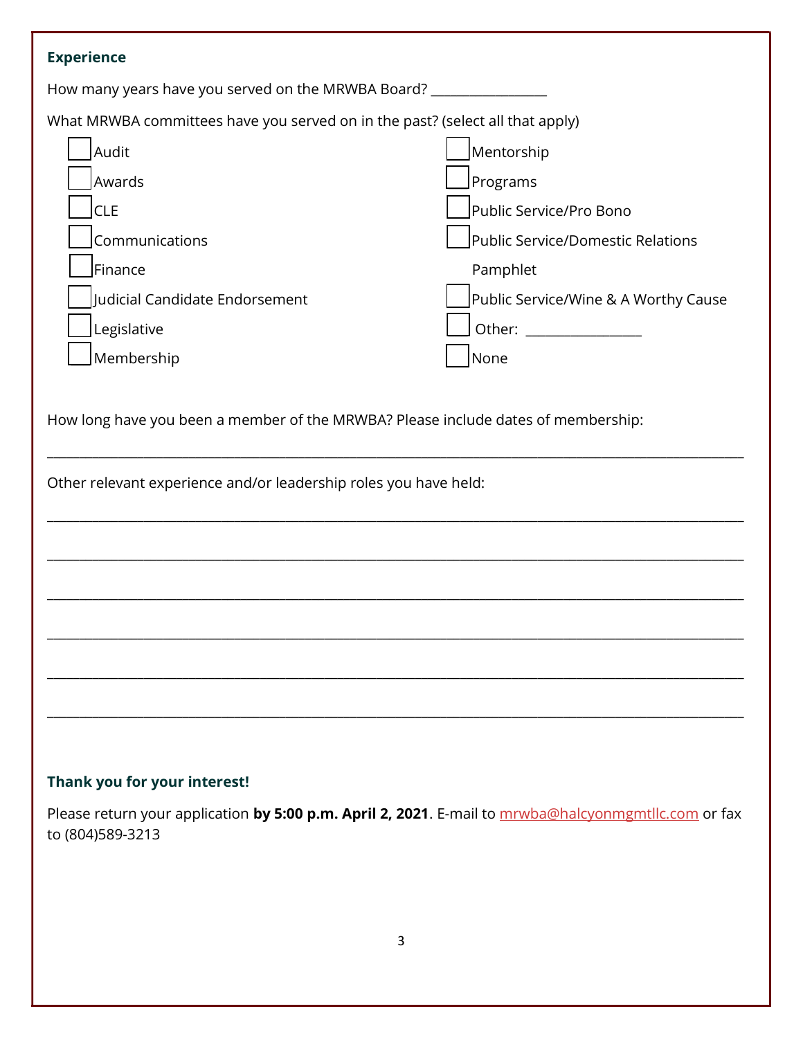### Experience

How many years have you served on the MRWBA Board? ________________

What MRWBA committees have you served on in the past? (select all that apply)

- ☐ Audit
- ☐ Awards
- ☐ CLE
- ☐ Communications
- ☐ Finance
- ☐ Judicial Candidate Endorsement
- ☐ Legislative
- ☐ Membership
- ☐ Mentorship
- ☐ Programs
- ☐ Public Service/Pro Bono
- ☐ Public Service/Domestic Relations Pamphlet
- ☐ Public Service/Wine & A Worthy Cause
- ☐ Other: ________________
- ☐ None

How long have you been a member of the MRWBA? Please include dates of membership:

______________________________________________________________________________

Other relevant experience and/or leadership roles you have held:

______________________________________________________________________________

______________________________________________________________________________

______________________________________________________________________________

______________________________________________________________________________

______________________________________________________________________________

______________________________________________________________________________

### Thank you for your interest!

Please return your application **by 5:00 p.m. April 2, 2021**. E-mail to mrwba@halcyonmgmtllc.com or fax to (804)589-3213